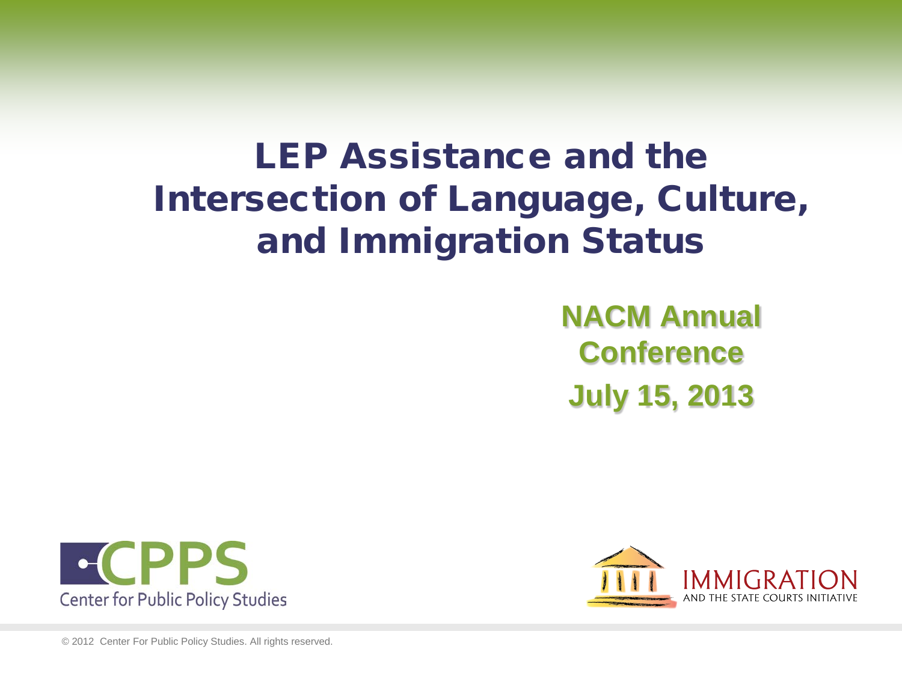# LEP Assistance and the Intersection of Language, Culture, and Immigration Status

**NACM Annual Conference**

**July 15, 2013**

CPPS Center for Public Policy Studies

IMMIGRATION AND THE STATE COURTS INITIATIVE

© 2012 Center For Public Policy Studies. All rights reserved.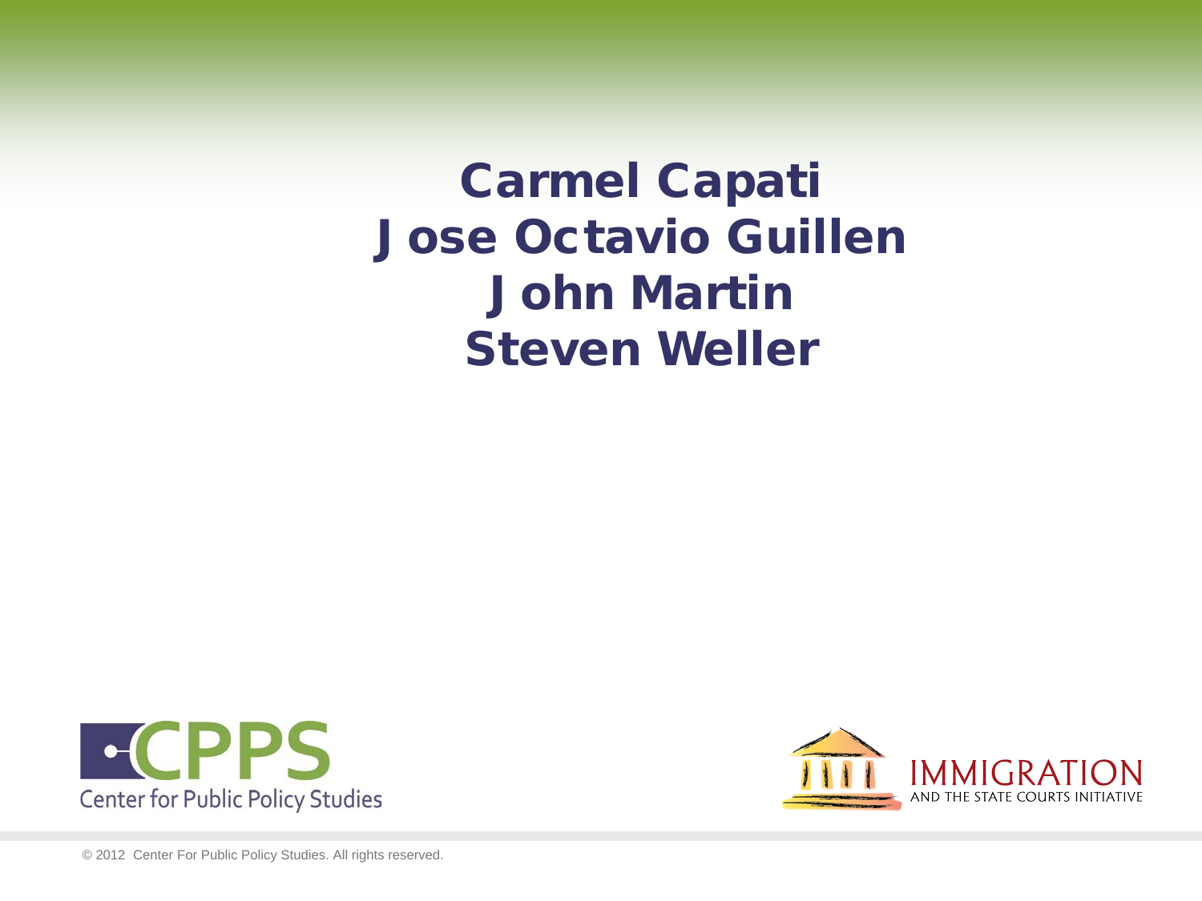**Carmel Capati**
**Jose Octavio Guillen**
**John Martin**
**Steven Weller**

CPPS Center for Public Policy Studies

IMMIGRATION AND THE STATE COURTS INITIATIVE

© 2012 Center For Public Policy Studies. All rights reserved.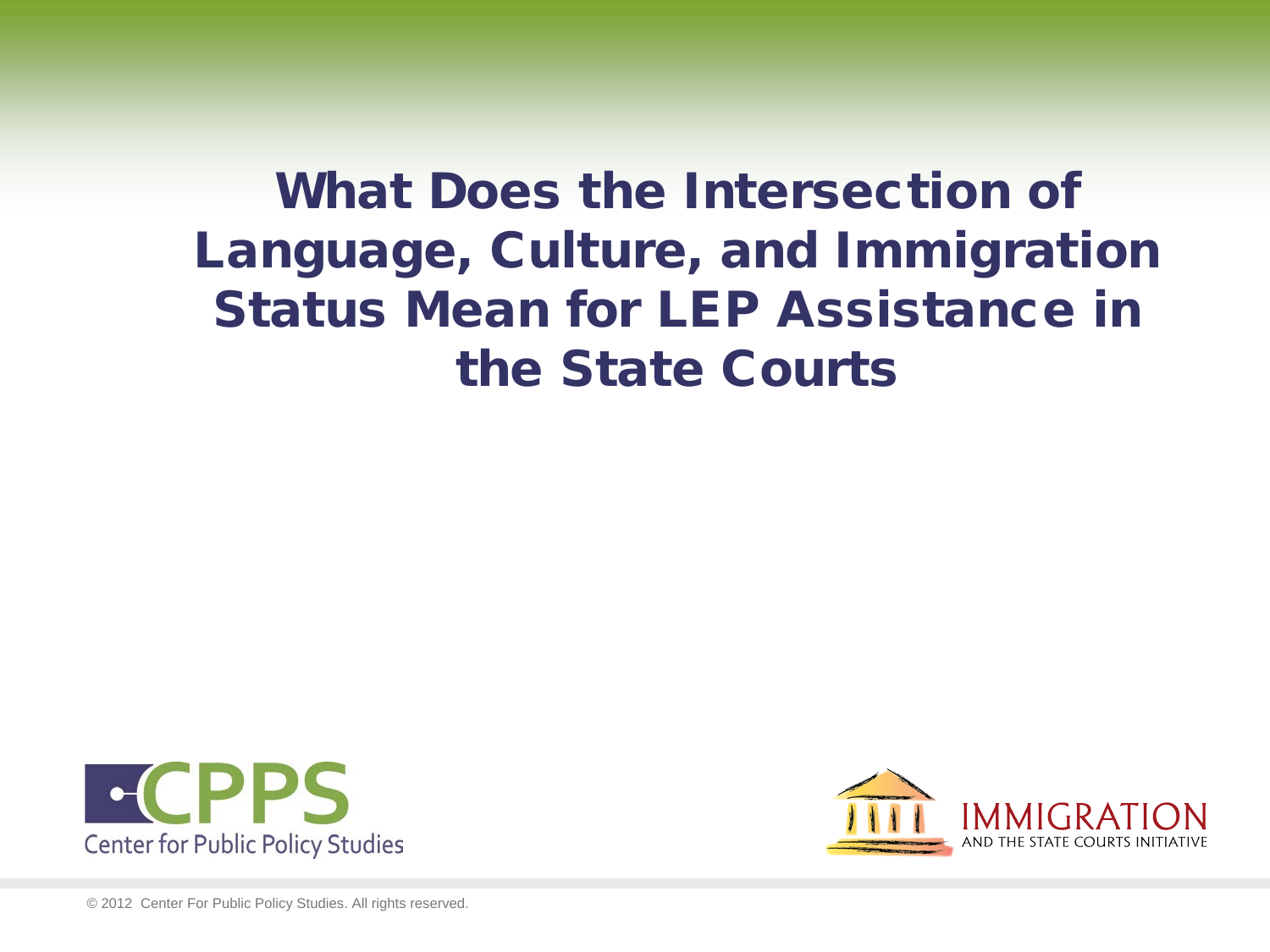# What Does the Intersection of Language, Culture, and Immigration Status Mean for LEP Assistance in the State Courts

CPPS Center for Public Policy Studies

IMMIGRATION AND THE STATE COURTS INITIATIVE

© 2012 Center For Public Policy Studies. All rights reserved.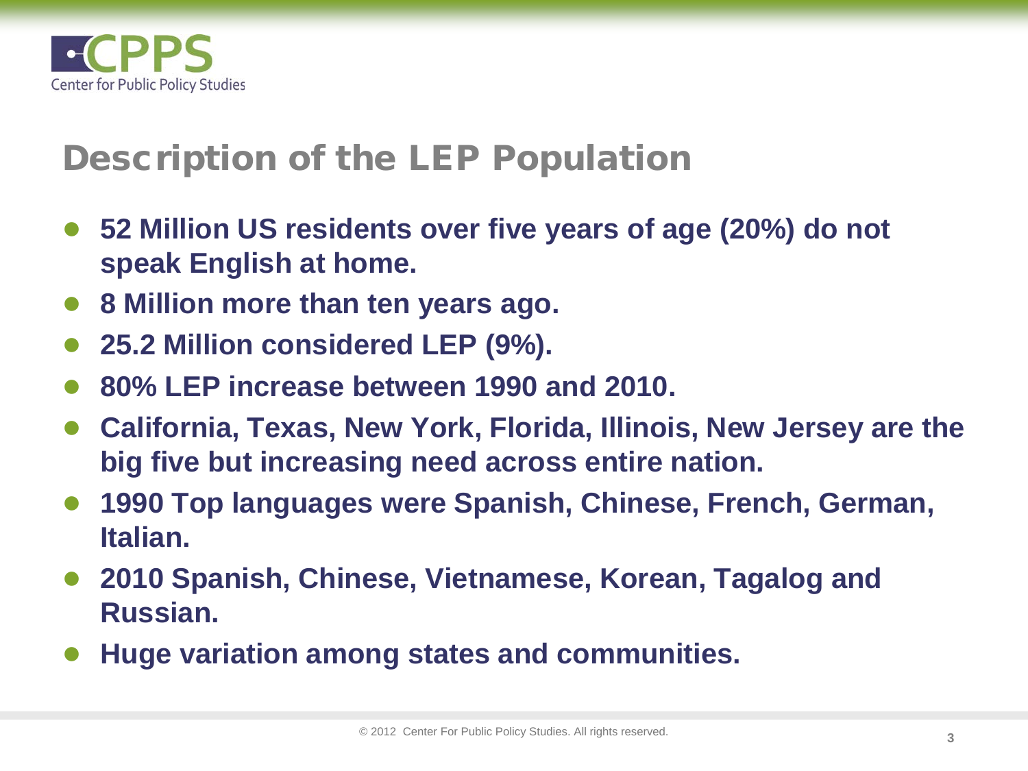## Description of the LEP Population

- **52 Million US residents over five years of age (20%) do not speak English at home.**
- **8 Million more than ten years ago.**
- **25.2 Million considered LEP (9%).**
- **80% LEP increase between 1990 and 2010.**
- **California, Texas, New York, Florida, Illinois, New Jersey are the big five but increasing need across entire nation.**
- **1990 Top languages were Spanish, Chinese, French, German, Italian.**
- **2010 Spanish, Chinese, Vietnamese, Korean, Tagalog and Russian.**
- **Huge variation among states and communities.**

© 2012 Center For Public Policy Studies. All rights reserved.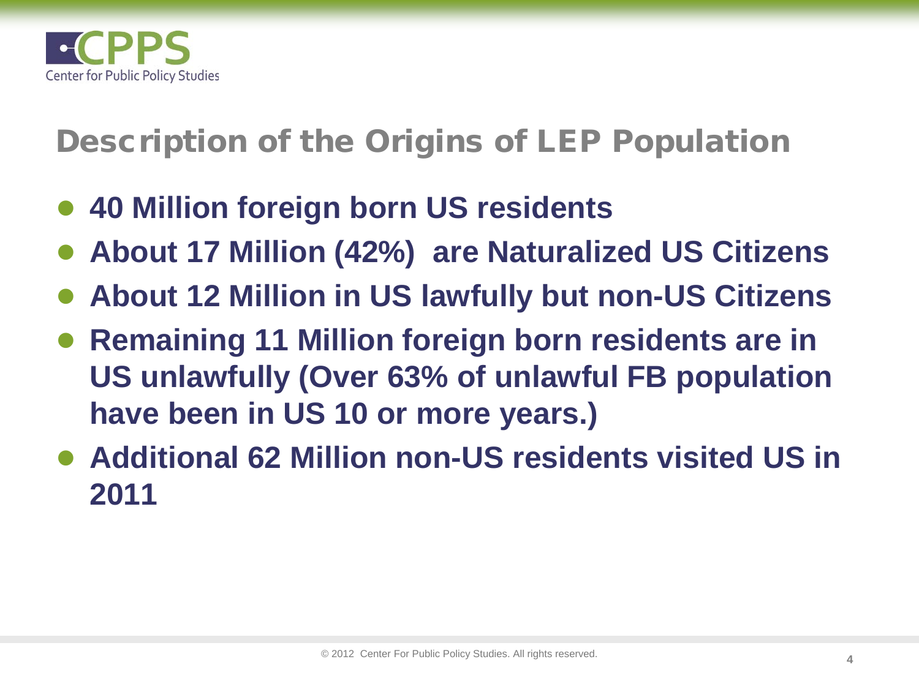## Description of the Origins of LEP Population

- **40 Million foreign born US residents**
- **About 17 Million (42%) are Naturalized US Citizens**
- **About 12 Million in US lawfully but non-US Citizens**
- **Remaining 11 Million foreign born residents are in US unlawfully (Over 63% of unlawful FB population have been in US 10 or more years.)**
- **Additional 62 Million non-US residents visited US in 2011**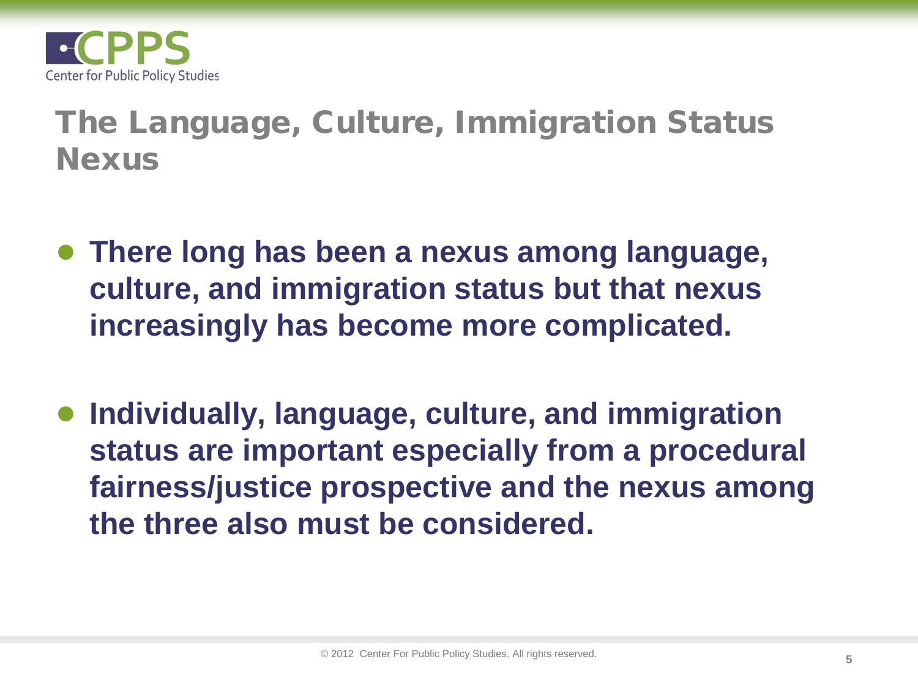# The Language, Culture, Immigration Status Nexus

- **There long has been a nexus among language, culture, and immigration status but that nexus increasingly has become more complicated.**

- **Individually, language, culture, and immigration status are important especially from a procedural fairness/justice prospective and the nexus among the three also must be considered.**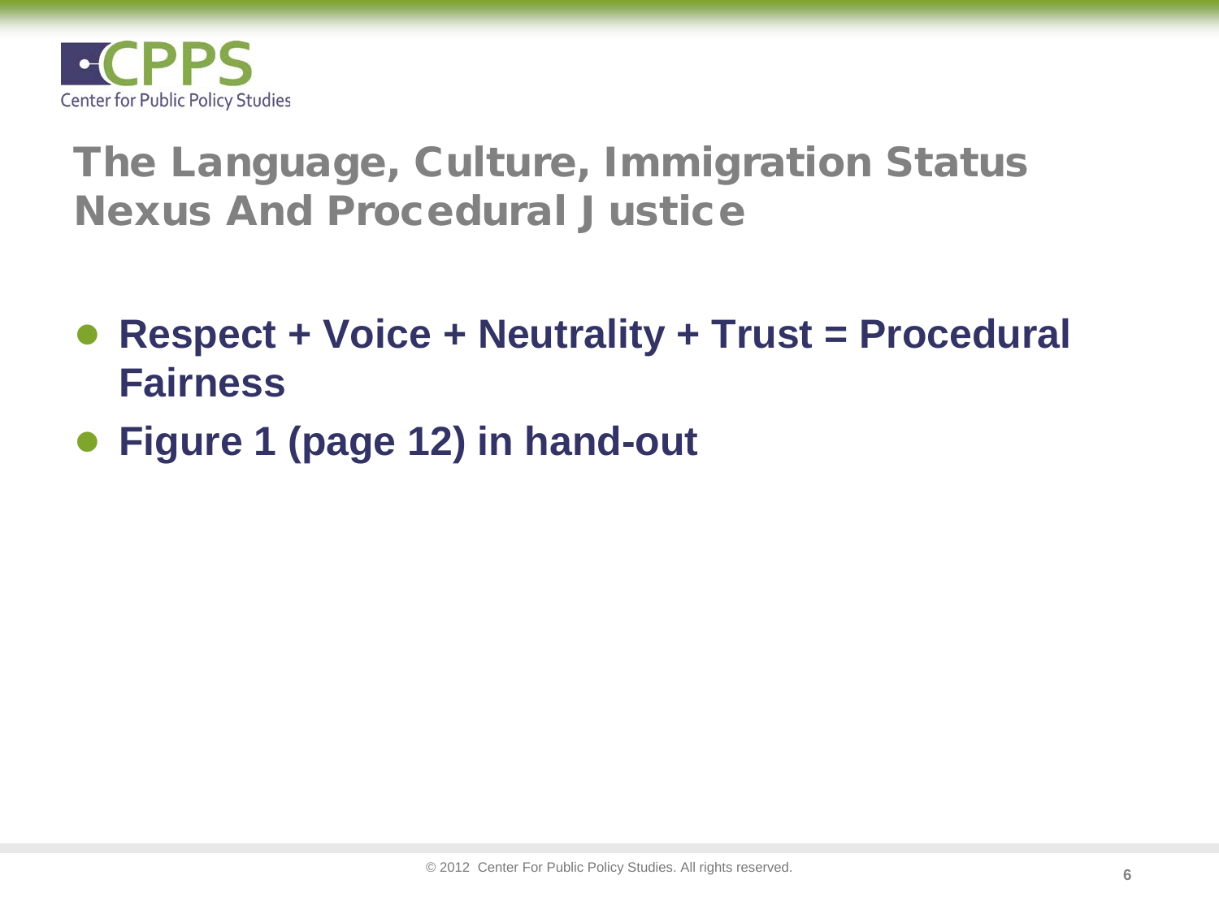## The Language, Culture, Immigration Status Nexus And Procedural Justice

- **Respect + Voice + Neutrality + Trust = Procedural Fairness**
- **Figure 1 (page 12) in hand-out**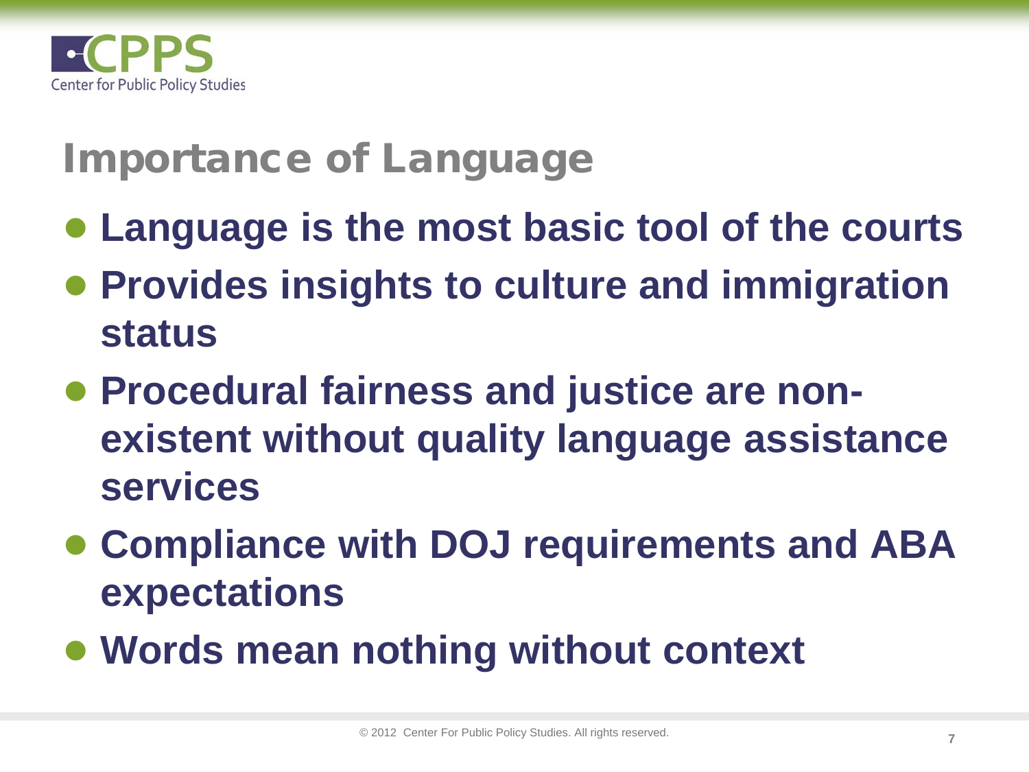## Importance of Language

- **Language is the most basic tool of the courts**
- **Provides insights to culture and immigration status**
- **Procedural fairness and justice are non-existent without quality language assistance services**
- **Compliance with DOJ requirements and ABA expectations**
- **Words mean nothing without context**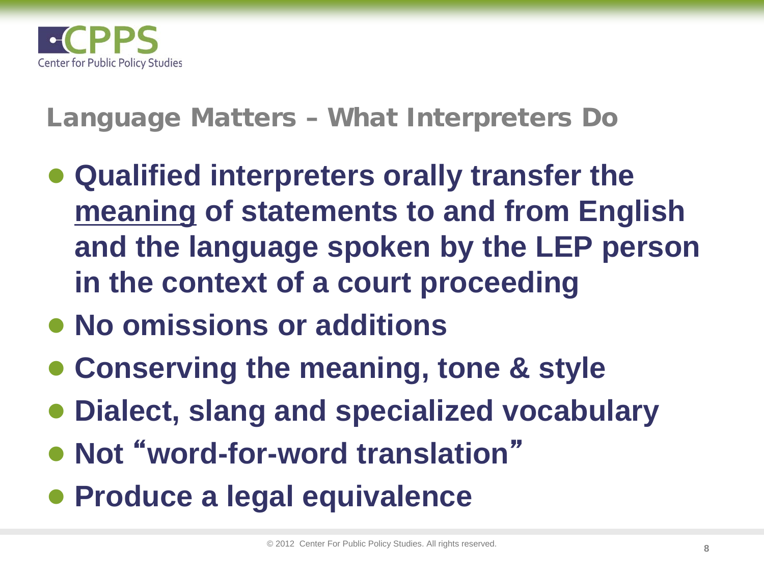## Language Matters – What Interpreters Do

- **Qualified interpreters orally transfer the <u>meaning</u> of statements to and from English and the language spoken by the LEP person in the context of a court proceeding**
- **No omissions or additions**
- **Conserving the meaning, tone & style**
- **Dialect, slang and specialized vocabulary**
- **Not "word-for-word translation"**
- **Produce a legal equivalence**

© 2012 Center For Public Policy Studies. All rights reserved.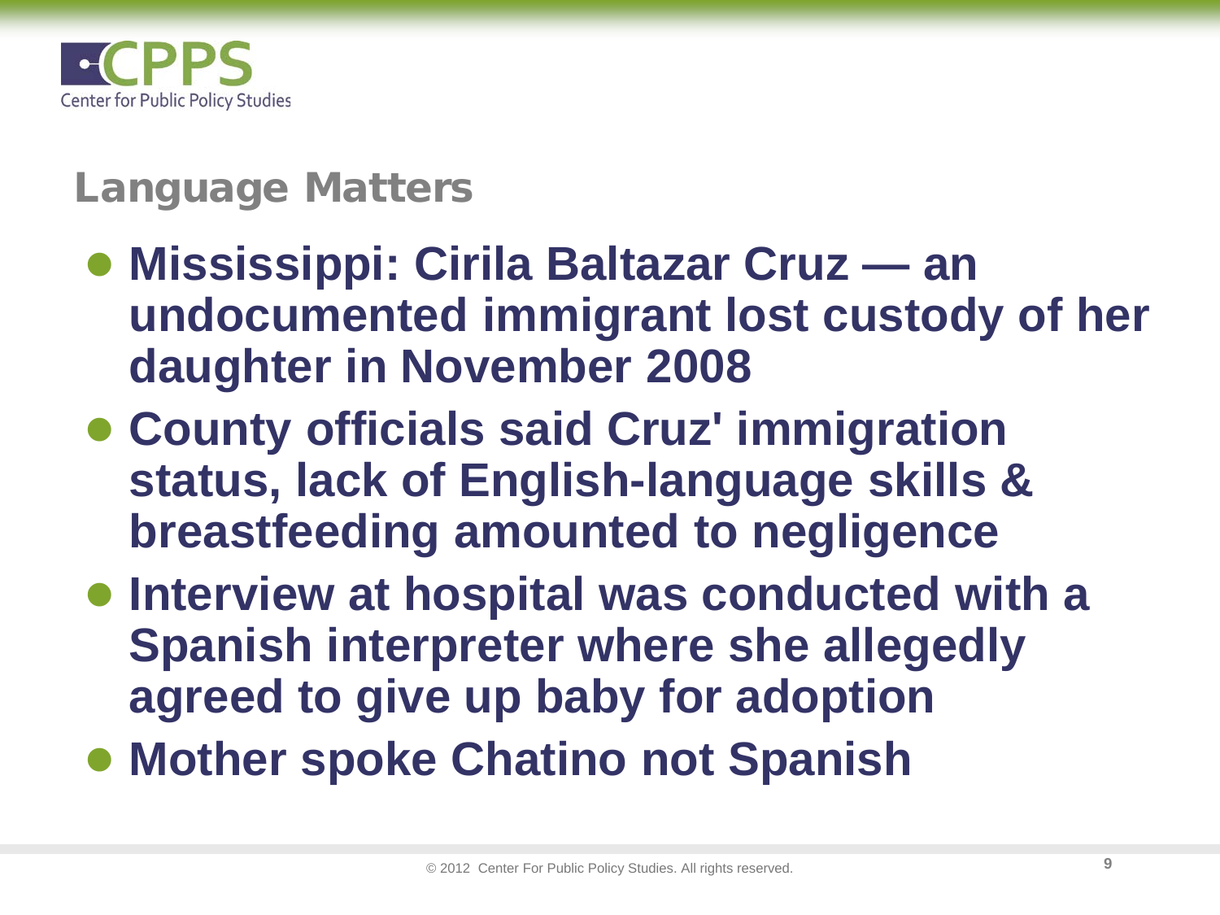## Language Matters

- **Mississippi: Cirila Baltazar Cruz — an undocumented immigrant lost custody of her daughter in November 2008**
- **County officials said Cruz' immigration status, lack of English-language skills & breastfeeding amounted to negligence**
- **Interview at hospital was conducted with a Spanish interpreter where she allegedly agreed to give up baby for adoption**
- **Mother spoke Chatino not Spanish**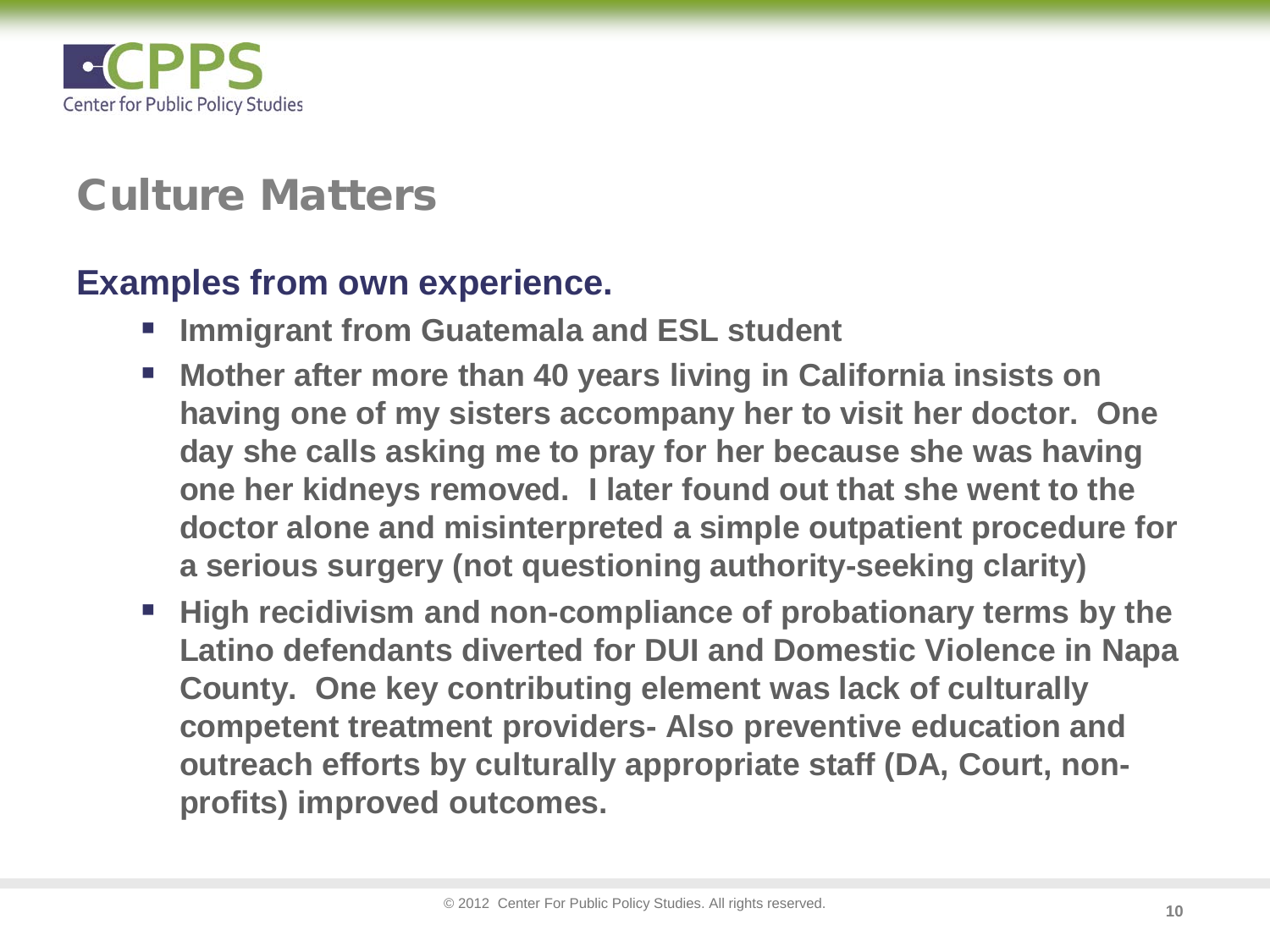# Culture Matters

**Examples from own experience.**

- **Immigrant from Guatemala and ESL student**
- **Mother after more than 40 years living in California insists on having one of my sisters accompany her to visit her doctor. One day she calls asking me to pray for her because she was having one her kidneys removed. I later found out that she went to the doctor alone and misinterpreted a simple outpatient procedure for a serious surgery (not questioning authority-seeking clarity)**
- **High recidivism and non-compliance of probationary terms by the Latino defendants diverted for DUI and Domestic Violence in Napa County. One key contributing element was lack of culturally competent treatment providers- Also preventive education and outreach efforts by culturally appropriate staff (DA, Court, non-profits) improved outcomes.**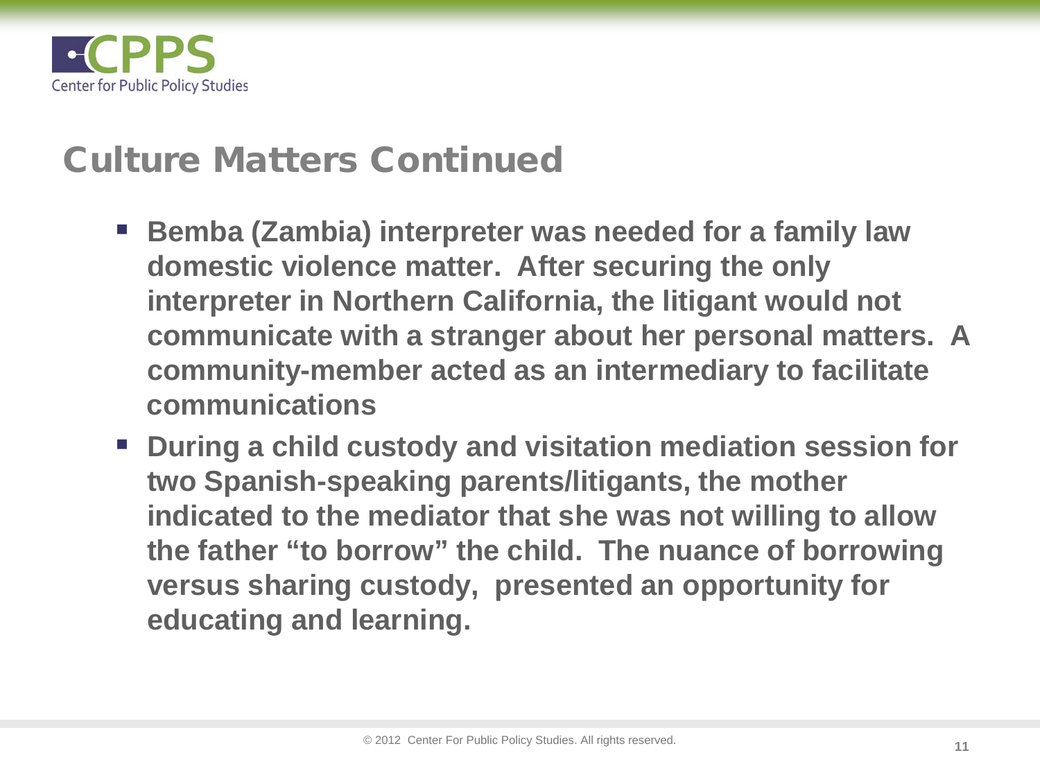## Culture Matters Continued

- **Bemba (Zambia) interpreter was needed for a family law domestic violence matter. After securing the only interpreter in Northern California, the litigant would not communicate with a stranger about her personal matters. A community-member acted as an intermediary to facilitate communications**
- **During a child custody and visitation mediation session for two Spanish-speaking parents/litigants, the mother indicated to the mediator that she was not willing to allow the father "to borrow" the child. The nuance of borrowing versus sharing custody, presented an opportunity for educating and learning.**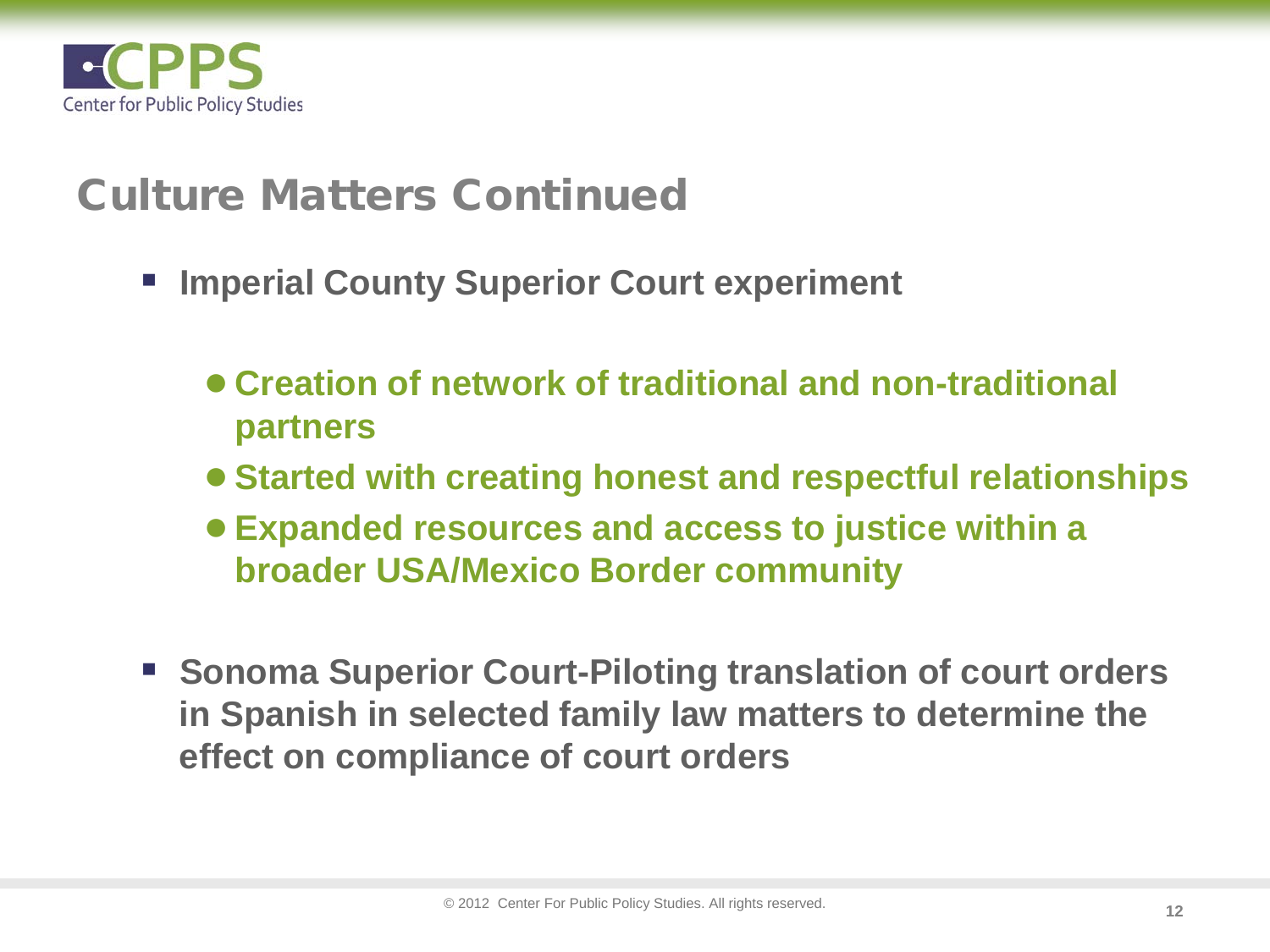# Culture Matters Continued

- **Imperial County Superior Court experiment**
  - **Creation of network of traditional and non-traditional partners**
  - **Started with creating honest and respectful relationships**
  - **Expanded resources and access to justice within a broader USA/Mexico Border community**
- **Sonoma Superior Court-Piloting translation of court orders in Spanish in selected family law matters to determine the effect on compliance of court orders**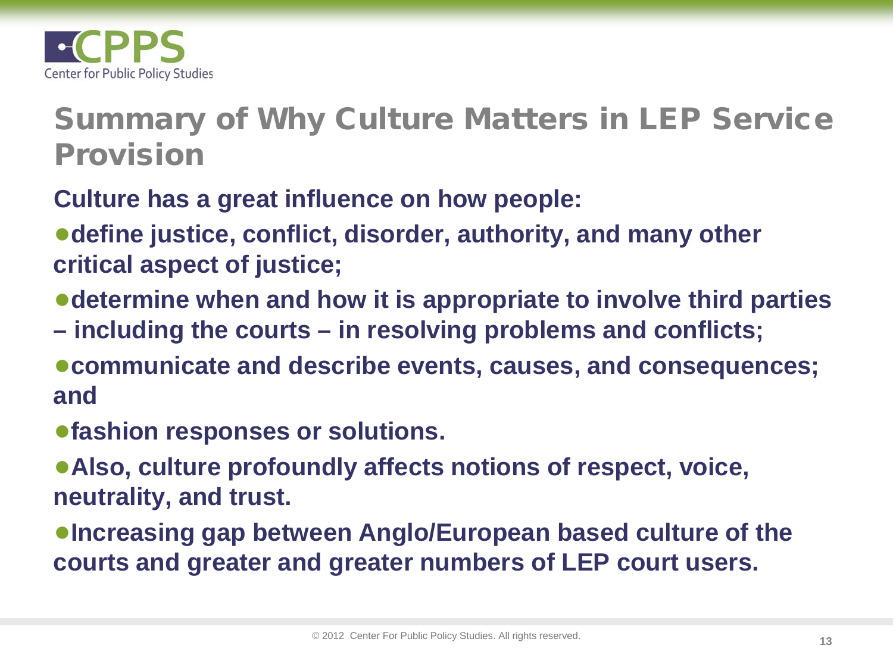# Summary of Why Culture Matters in LEP Service Provision

**Culture has a great influence on how people:**

- **define justice, conflict, disorder, authority, and many other critical aspect of justice;**
- **determine when and how it is appropriate to involve third parties – including the courts – in resolving problems and conflicts;**
- **communicate and describe events, causes, and consequences; and**
- **fashion responses or solutions.**
- **Also, culture profoundly affects notions of respect, voice, neutrality, and trust.**
- **Increasing gap between Anglo/European based culture of the courts and greater and greater numbers of LEP court users.**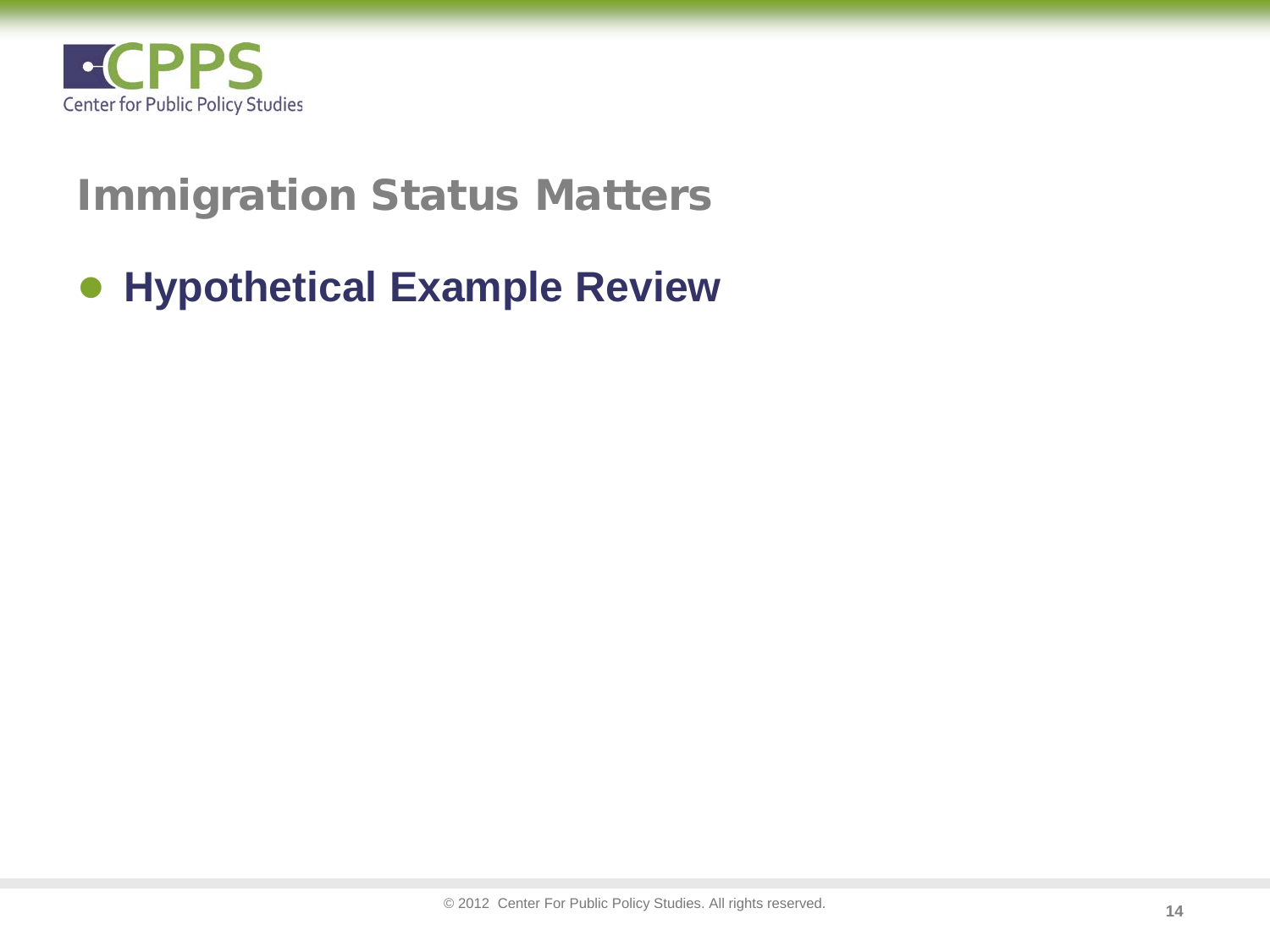# Immigration Status Matters

- **Hypothetical Example Review**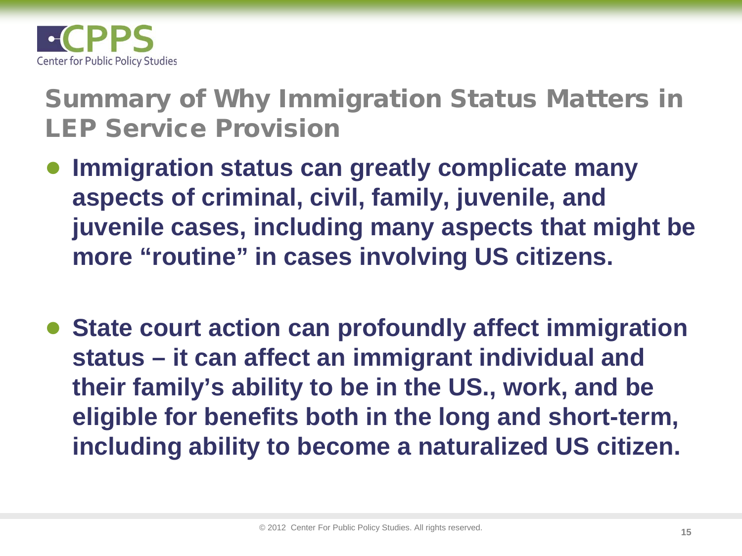## Summary of Why Immigration Status Matters in LEP Service Provision

- **Immigration status can greatly complicate many aspects of criminal, civil, family, juvenile, and juvenile cases, including many aspects that might be more "routine" in cases involving US citizens.**

- **State court action can profoundly affect immigration status – it can affect an immigrant individual and their family's ability to be in the US., work, and be eligible for benefits both in the long and short-term, including ability to become a naturalized US citizen.**